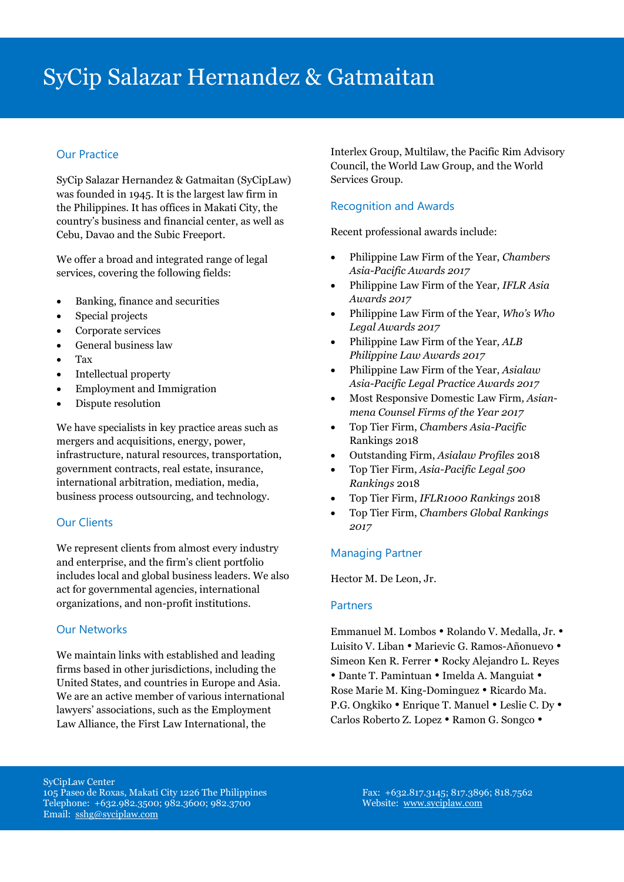# SyCip Salazar Hernandez & Gatmaitan

## Our Practice

SyCip Salazar Hernandez & Gatmaitan (SyCipLaw) was founded in 1945. It is the largest law firm in the Philippines. It has offices in Makati City, the country's business and financial center, as well as Cebu, Davao and the Subic Freeport.

We offer a broad and integrated range of legal services, covering the following fields:

- Banking, finance and securities
- Special projects
- Corporate services
- General business law
- Tax
- Intellectual property
- Employment and Immigration
- Dispute resolution

We have specialists in key practice areas such as mergers and acquisitions, energy, power, infrastructure, natural resources, transportation, government contracts, real estate, insurance, international arbitration, mediation, media, business process outsourcing, and technology.

## Our Clients

We represent clients from almost every industry and enterprise, and the firm's client portfolio includes local and global business leaders. We also act for governmental agencies, international organizations, and non-profit institutions.

## Our Networks

We maintain links with established and leading firms based in other jurisdictions, including the United States, and countries in Europe and Asia. We are an active member of various international lawyers' associations, such as the Employment Law Alliance, the First Law International, the Interlex Group, Multilaw, the Pacific Rim Advisory Council, the World Law Group, and the World Services Group.

## Recognition and Awards

Recent professional awards include:

- Philippine Law Firm of the Year, *Chambers Asia-Pacific Awards 2017*
- Philippine Law Firm of the Year*, IFLR Asia Awards 2017*
- Philippine Law Firm of the Year, *Who's Who Legal Awards 2017*
- Philippine Law Firm of the Year, *ALB Philippine Law Awards 2017*
- Philippine Law Firm of the Year, *Asialaw Asia-Pacific Legal Practice Awards 2017*
- Most Responsive Domestic Law Firm*, Asian-mena Counsel Firms of the Year 2017*
- Top Tier Firm, *Chambers Asia-Pacific* Rankings 2018
- Outstanding Firm, *Asialaw Profiles* 2018
- Top Tier Firm, *Asia-Pacific Legal 500 Rankings* 2018
- Top Tier Firm, *IFLR1000 Rankings* 2018
- Top Tier Firm, *Chambers Global Rankings 2017*

## Managing Partner

Hector M. De Leon, Jr.

## Partners

Emmanuel M. Lombos • Rolando V. Medalla, Jr. • Luisito V. Liban • Marievic G. Ramos-Añonuevo • Simeon Ken R. Ferrer • Rocky Alejandro L. Reyes • Dante T. Pamintuan • Imelda A. Manguiat • Rose Marie M. King-Dominguez • Ricardo Ma. P.G. Ongkiko • Enrique T. Manuel • Leslie C. Dy • Carlos Roberto Z. Lopez • Ramon G. Songco •

SyCipLaw Center
105 Paseo de Roxas, Makati City 1226 The Philippines
Telephone: +632.982.3500; 982.3600; 982.3700
Email: sshg@syciplaw.com

Fax: +632.817.3145; 817.3896; 818.7562
Website: www.syciplaw.com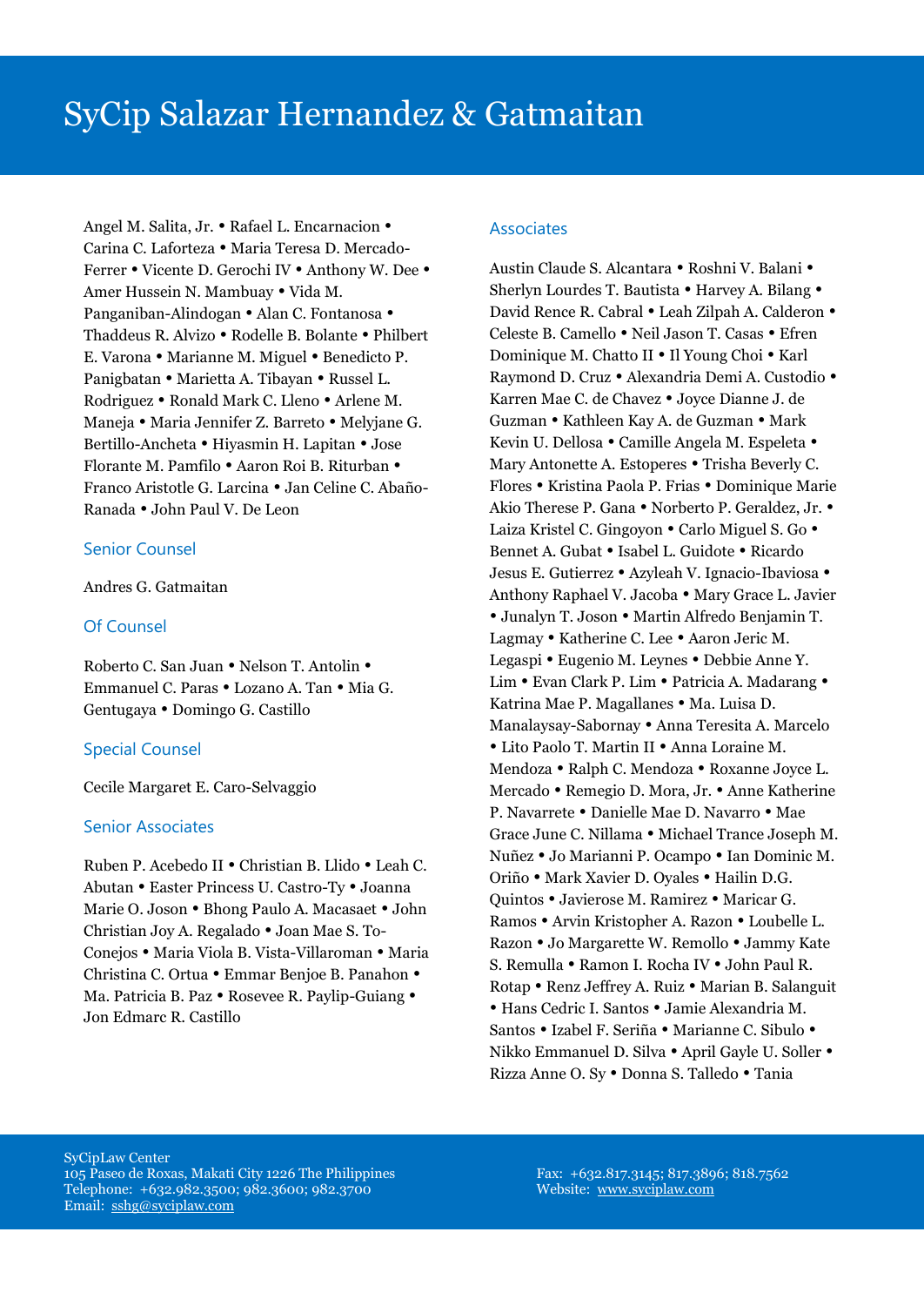# SyCip Salazar Hernandez & Gatmaitan

Angel M. Salita, Jr. • Rafael L. Encarnacion • Carina C. Laforteza • Maria Teresa D. Mercado-Ferrer • Vicente D. Gerochi IV • Anthony W. Dee • Amer Hussein N. Mambuay • Vida M. Panganiban-Alindogan • Alan C. Fontanosa • Thaddeus R. Alvizo • Rodelle B. Bolante • Philbert E. Varona • Marianne M. Miguel • Benedicto P. Panigbatan • Marietta A. Tibayan • Russel L. Rodriguez • Ronald Mark C. Lleno • Arlene M. Maneja • Maria Jennifer Z. Barreto • Melyjane G. Bertillo-Ancheta • Hiyasmin H. Lapitan • Jose Florante M. Pamfilo • Aaron Roi B. Riturban • Franco Aristotle G. Larcina • Jan Celine C. Abaño-Ranada • John Paul V. De Leon

## Senior Counsel

Andres G. Gatmaitan

## Of Counsel

Roberto C. San Juan • Nelson T. Antolin • Emmanuel C. Paras • Lozano A. Tan • Mia G. Gentugaya • Domingo G. Castillo

## Special Counsel

Cecile Margaret E. Caro-Selvaggio

## Senior Associates

Ruben P. Acebedo II • Christian B. Llido • Leah C. Abutan • Easter Princess U. Castro-Ty • Joanna Marie O. Joson • Bhong Paulo A. Macasaet • John Christian Joy A. Regalado • Joan Mae S. To-Conejos • Maria Viola B. Vista-Villaroman • Maria Christina C. Ortua • Emmar Benjoe B. Panahon • Ma. Patricia B. Paz • Rosevee R. Paylip-Guiang • Jon Edmarc R. Castillo

## Associates

Austin Claude S. Alcantara • Roshni V. Balani • Sherlyn Lourdes T. Bautista • Harvey A. Bilang • David Rence R. Cabral • Leah Zilpah A. Calderon • Celeste B. Camello • Neil Jason T. Casas • Efren Dominique M. Chatto II • Il Young Choi • Karl Raymond D. Cruz • Alexandria Demi A. Custodio • Karren Mae C. de Chavez • Joyce Dianne J. de Guzman • Kathleen Kay A. de Guzman • Mark Kevin U. Dellosa • Camille Angela M. Espeleta • Mary Antonette A. Estoperes • Trisha Beverly C. Flores • Kristina Paola P. Frias • Dominique Marie Akio Therese P. Gana • Norberto P. Geraldez, Jr. • Laiza Kristel C. Gingoyon • Carlo Miguel S. Go • Bennet A. Gubat • Isabel L. Guidote • Ricardo Jesus E. Gutierrez • Azyleah V. Ignacio-Ibaviosa • Anthony Raphael V. Jacoba • Mary Grace L. Javier • Junalyn T. Joson • Martin Alfredo Benjamin T. Lagmay • Katherine C. Lee • Aaron Jeric M. Legaspi • Eugenio M. Leynes • Debbie Anne Y. Lim • Evan Clark P. Lim • Patricia A. Madarang • Katrina Mae P. Magallanes • Ma. Luisa D. Manalaysay-Sabornay • Anna Teresita A. Marcelo • Lito Paolo T. Martin II • Anna Loraine M. Mendoza • Ralph C. Mendoza • Roxanne Joyce L. Mercado • Remegio D. Mora, Jr. • Anne Katherine P. Navarrete • Danielle Mae D. Navarro • Mae Grace June C. Nillama • Michael Trance Joseph M. Nuñez • Jo Marianni P. Ocampo • Ian Dominic M. Oriño • Mark Xavier D. Oyales • Hailin D.G. Quintos • Javierose M. Ramirez • Maricar G. Ramos • Arvin Kristopher A. Razon • Loubelle L. Razon • Jo Margarette W. Remollo • Jammy Kate S. Remulla • Ramon I. Rocha IV • John Paul R. Rotap • Renz Jeffrey A. Ruiz • Marian B. Salanguit • Hans Cedric I. Santos • Jamie Alexandria M. Santos • Izabel F. Seriña • Marianne C. Sibulo • Nikko Emmanuel D. Silva • April Gayle U. Soller • Rizza Anne O. Sy • Donna S. Talledo • Tania

SyCipLaw Center
105 Paseo de Roxas, Makati City 1226 The Philippines
Telephone: +632.982.3500; 982.3600; 982.3700
Email: sshg@syciplaw.com

Fax: +632.817.3145; 817.3896; 818.7562
Website: www.syciplaw.com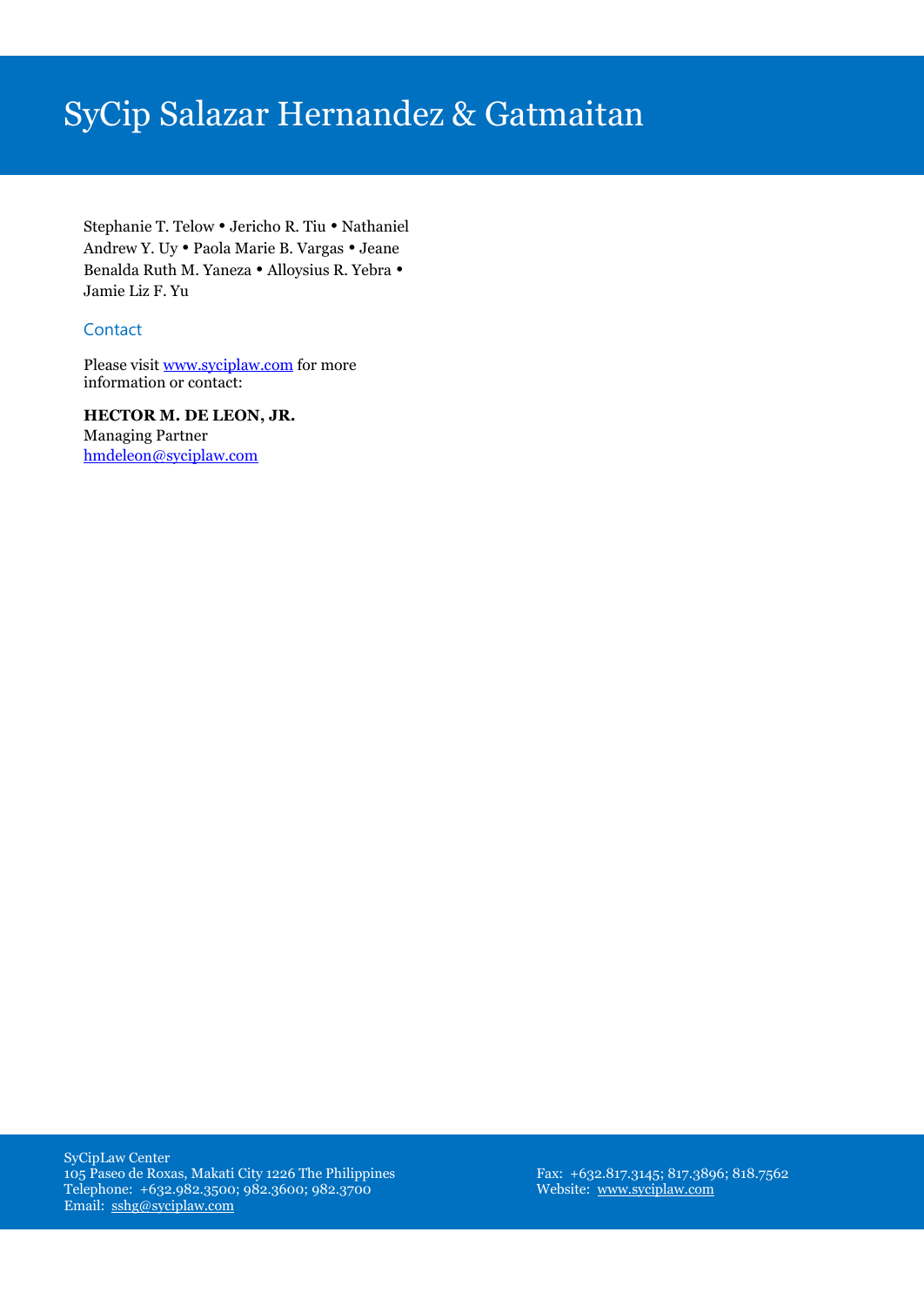Stephanie T. Telow • Jericho R. Tiu • Nathaniel Andrew Y. Uy • Paola Marie B. Vargas • Jeane Benalda Ruth M. Yaneza • Alloysius R. Yebra • Jamie Liz F. Yu

## Contact

Please visit www.syciplaw.com for more information or contact:

**HECTOR M. DE LEON, JR.**
Managing Partner
hmdeleon@syciplaw.com